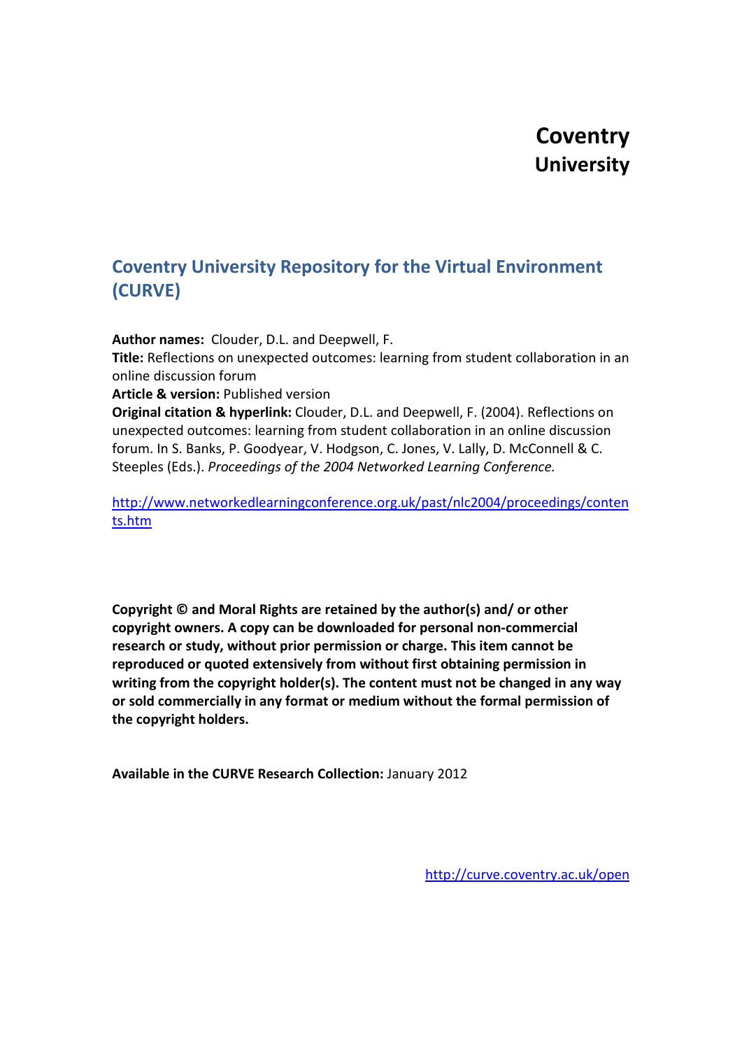**Coventry University**

## Coventry University Repository for the Virtual Environment (CURVE)

**Author names:** Clouder, D.L. and Deepwell, F.
**Title:** Reflections on unexpected outcomes: learning from student collaboration in an online discussion forum
**Article & version:** Published version
**Original citation & hyperlink:** Clouder, D.L. and Deepwell, F. (2004). Reflections on unexpected outcomes: learning from student collaboration in an online discussion forum. In S. Banks, P. Goodyear, V. Hodgson, C. Jones, V. Lally, D. McConnell & C. Steeples (Eds.). *Proceedings of the 2004 Networked Learning Conference.*

http://www.networkedlearningconference.org.uk/past/nlc2004/proceedings/contents.htm

**Copyright © and Moral Rights are retained by the author(s) and/ or other copyright owners. A copy can be downloaded for personal non-commercial research or study, without prior permission or charge. This item cannot be reproduced or quoted extensively from without first obtaining permission in writing from the copyright holder(s). The content must not be changed in any way or sold commercially in any format or medium without the formal permission of the copyright holders.**

**Available in the CURVE Research Collection:** January 2012

http://curve.coventry.ac.uk/open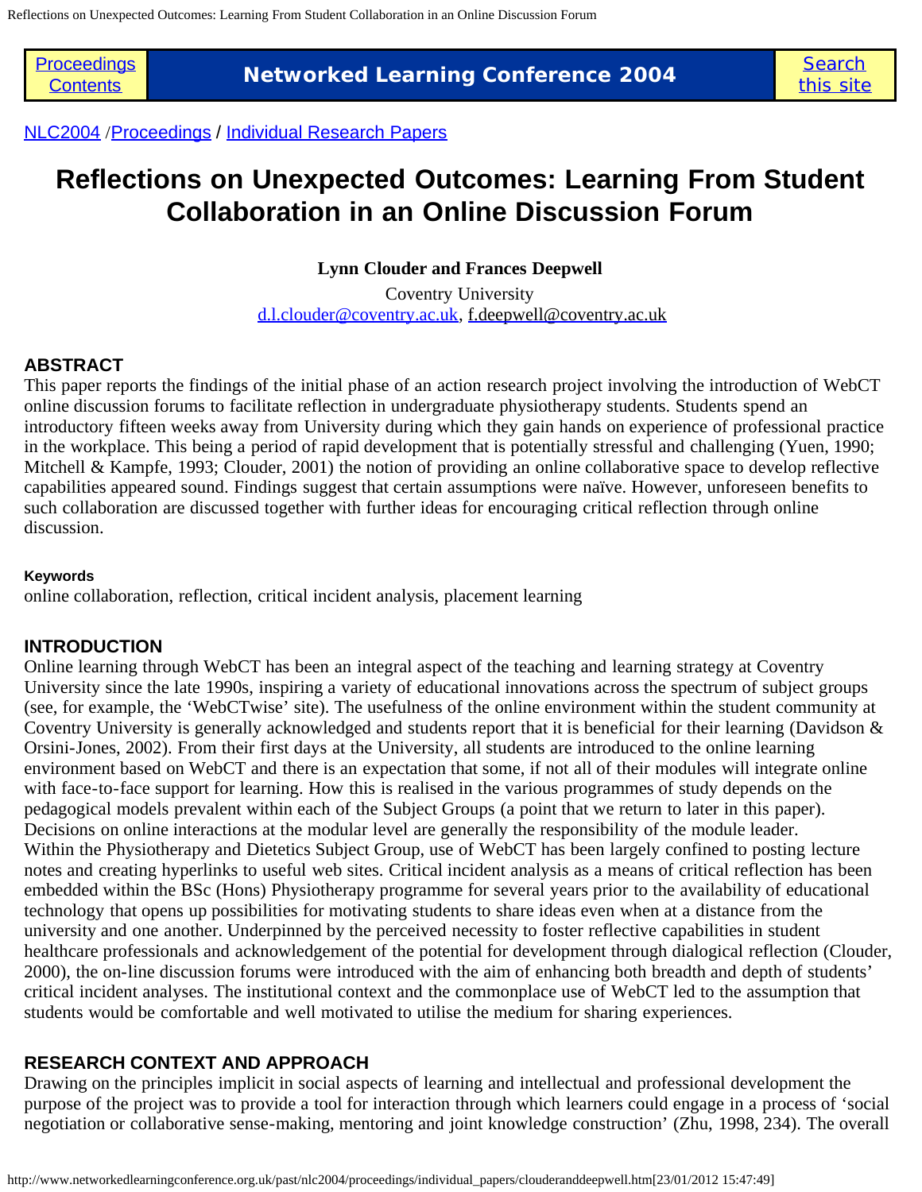# Reflections on Unexpected Outcomes: Learning From Student Collaboration in an Online Discussion Forum

**Lynn Clouder and Frances Deepwell**

Coventry University
d.l.clouder@coventry.ac.uk, f.deepwell@coventry.ac.uk

## ABSTRACT

This paper reports the findings of the initial phase of an action research project involving the introduction of WebCT online discussion forums to facilitate reflection in undergraduate physiotherapy students. Students spend an introductory fifteen weeks away from University during which they gain hands on experience of professional practice in the workplace. This being a period of rapid development that is potentially stressful and challenging (Yuen, 1990; Mitchell & Kampfe, 1993; Clouder, 2001) the notion of providing an online collaborative space to develop reflective capabilities appeared sound. Findings suggest that certain assumptions were naïve. However, unforeseen benefits to such collaboration are discussed together with further ideas for encouraging critical reflection through online discussion.

#### Keywords

online collaboration, reflection, critical incident analysis, placement learning

## INTRODUCTION

Online learning through WebCT has been an integral aspect of the teaching and learning strategy at Coventry University since the late 1990s, inspiring a variety of educational innovations across the spectrum of subject groups (see, for example, the 'WebCTwise' site). The usefulness of the online environment within the student community at Coventry University is generally acknowledged and students report that it is beneficial for their learning (Davidson & Orsini-Jones, 2002). From their first days at the University, all students are introduced to the online learning environment based on WebCT and there is an expectation that some, if not all of their modules will integrate online with face-to-face support for learning. How this is realised in the various programmes of study depends on the pedagogical models prevalent within each of the Subject Groups (a point that we return to later in this paper). Decisions on online interactions at the modular level are generally the responsibility of the module leader.

Within the Physiotherapy and Dietetics Subject Group, use of WebCT has been largely confined to posting lecture notes and creating hyperlinks to useful web sites. Critical incident analysis as a means of critical reflection has been embedded within the BSc (Hons) Physiotherapy programme for several years prior to the availability of educational technology that opens up possibilities for motivating students to share ideas even when at a distance from the university and one another. Underpinned by the perceived necessity to foster reflective capabilities in student healthcare professionals and acknowledgement of the potential for development through dialogical reflection (Clouder, 2000), the on-line discussion forums were introduced with the aim of enhancing both breadth and depth of students' critical incident analyses. The institutional context and the commonplace use of WebCT led to the assumption that students would be comfortable and well motivated to utilise the medium for sharing experiences.

## RESEARCH CONTEXT AND APPROACH

Drawing on the principles implicit in social aspects of learning and intellectual and professional development the purpose of the project was to provide a tool for interaction through which learners could engage in a process of 'social negotiation or collaborative sense-making, mentoring and joint knowledge construction' (Zhu, 1998, 234). The overall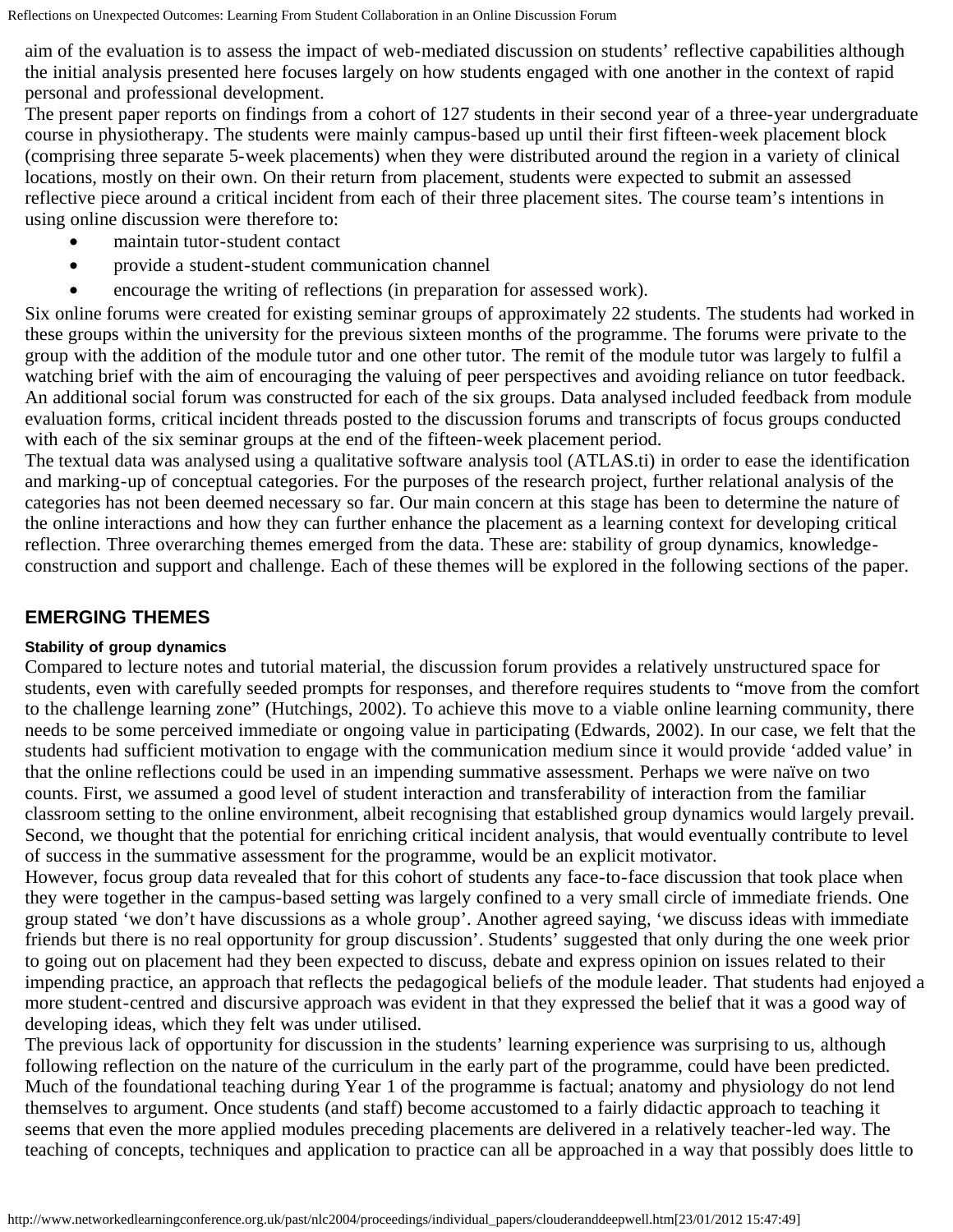aim of the evaluation is to assess the impact of web-mediated discussion on students' reflective capabilities although the initial analysis presented here focuses largely on how students engaged with one another in the context of rapid personal and professional development.

The present paper reports on findings from a cohort of 127 students in their second year of a three-year undergraduate course in physiotherapy. The students were mainly campus-based up until their first fifteen-week placement block (comprising three separate 5-week placements) when they were distributed around the region in a variety of clinical locations, mostly on their own. On their return from placement, students were expected to submit an assessed reflective piece around a critical incident from each of their three placement sites. The course team's intentions in using online discussion were therefore to:

- maintain tutor-student contact
- provide a student-student communication channel
- encourage the writing of reflections (in preparation for assessed work).

Six online forums were created for existing seminar groups of approximately 22 students. The students had worked in these groups within the university for the previous sixteen months of the programme. The forums were private to the group with the addition of the module tutor and one other tutor. The remit of the module tutor was largely to fulfil a watching brief with the aim of encouraging the valuing of peer perspectives and avoiding reliance on tutor feedback. An additional social forum was constructed for each of the six groups. Data analysed included feedback from module evaluation forms, critical incident threads posted to the discussion forums and transcripts of focus groups conducted with each of the six seminar groups at the end of the fifteen-week placement period.

The textual data was analysed using a qualitative software analysis tool (ATLAS.ti) in order to ease the identification and marking-up of conceptual categories. For the purposes of the research project, further relational analysis of the categories has not been deemed necessary so far. Our main concern at this stage has been to determine the nature of the online interactions and how they can further enhance the placement as a learning context for developing critical reflection. Three overarching themes emerged from the data. These are: stability of group dynamics, knowledge-construction and support and challenge. Each of these themes will be explored in the following sections of the paper.

## EMERGING THEMES

### Stability of group dynamics

Compared to lecture notes and tutorial material, the discussion forum provides a relatively unstructured space for students, even with carefully seeded prompts for responses, and therefore requires students to "move from the comfort to the challenge learning zone" (Hutchings, 2002). To achieve this move to a viable online learning community, there needs to be some perceived immediate or ongoing value in participating (Edwards, 2002). In our case, we felt that the students had sufficient motivation to engage with the communication medium since it would provide 'added value' in that the online reflections could be used in an impending summative assessment. Perhaps we were naïve on two counts. First, we assumed a good level of student interaction and transferability of interaction from the familiar classroom setting to the online environment, albeit recognising that established group dynamics would largely prevail. Second, we thought that the potential for enriching critical incident analysis, that would eventually contribute to level of success in the summative assessment for the programme, would be an explicit motivator.

However, focus group data revealed that for this cohort of students any face-to-face discussion that took place when they were together in the campus-based setting was largely confined to a very small circle of immediate friends. One group stated 'we don't have discussions as a whole group'. Another agreed saying, 'we discuss ideas with immediate friends but there is no real opportunity for group discussion'. Students' suggested that only during the one week prior to going out on placement had they been expected to discuss, debate and express opinion on issues related to their impending practice, an approach that reflects the pedagogical beliefs of the module leader. That students had enjoyed a more student-centred and discursive approach was evident in that they expressed the belief that it was a good way of developing ideas, which they felt was under utilised.

The previous lack of opportunity for discussion in the students' learning experience was surprising to us, although following reflection on the nature of the curriculum in the early part of the programme, could have been predicted. Much of the foundational teaching during Year 1 of the programme is factual; anatomy and physiology do not lend themselves to argument. Once students (and staff) become accustomed to a fairly didactic approach to teaching it seems that even the more applied modules preceding placements are delivered in a relatively teacher-led way. The teaching of concepts, techniques and application to practice can all be approached in a way that possibly does little to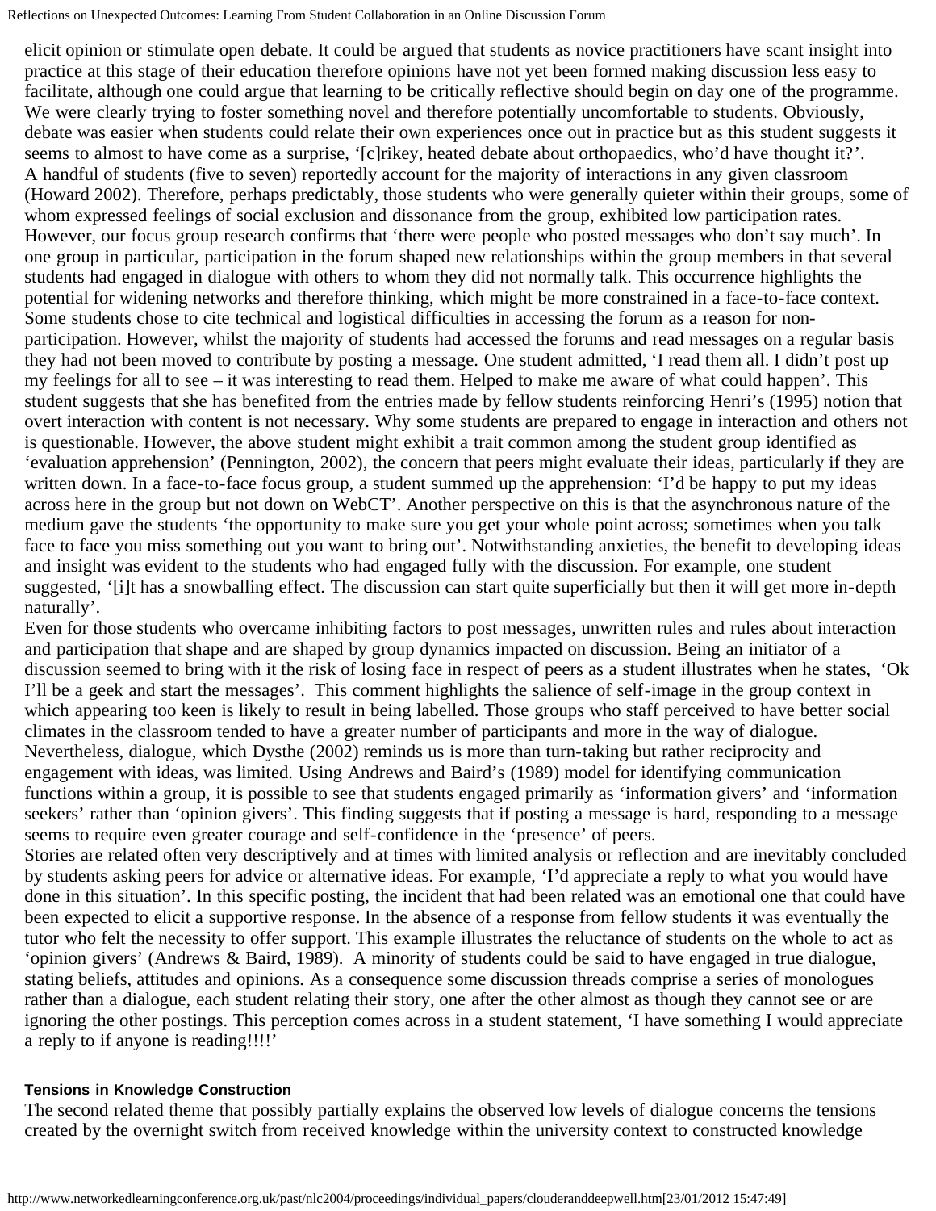elicit opinion or stimulate open debate. It could be argued that students as novice practitioners have scant insight into practice at this stage of their education therefore opinions have not yet been formed making discussion less easy to facilitate, although one could argue that learning to be critically reflective should begin on day one of the programme. We were clearly trying to foster something novel and therefore potentially uncomfortable to students. Obviously, debate was easier when students could relate their own experiences once out in practice but as this student suggests it seems to almost to have come as a surprise, '[c]rikey, heated debate about orthopaedics, who'd have thought it?'.

A handful of students (five to seven) reportedly account for the majority of interactions in any given classroom (Howard 2002). Therefore, perhaps predictably, those students who were generally quieter within their groups, some of whom expressed feelings of social exclusion and dissonance from the group, exhibited low participation rates. However, our focus group research confirms that 'there were people who posted messages who don't say much'. In one group in particular, participation in the forum shaped new relationships within the group members in that several students had engaged in dialogue with others to whom they did not normally talk. This occurrence highlights the potential for widening networks and therefore thinking, which might be more constrained in a face-to-face context.

Some students chose to cite technical and logistical difficulties in accessing the forum as a reason for non-participation. However, whilst the majority of students had accessed the forums and read messages on a regular basis they had not been moved to contribute by posting a message. One student admitted, 'I read them all. I didn't post up my feelings for all to see – it was interesting to read them. Helped to make me aware of what could happen'. This student suggests that she has benefited from the entries made by fellow students reinforcing Henri's (1995) notion that overt interaction with content is not necessary. Why some students are prepared to engage in interaction and others not is questionable. However, the above student might exhibit a trait common among the student group identified as 'evaluation apprehension' (Pennington, 2002), the concern that peers might evaluate their ideas, particularly if they are written down. In a face-to-face focus group, a student summed up the apprehension: 'I'd be happy to put my ideas across here in the group but not down on WebCT'. Another perspective on this is that the asynchronous nature of the medium gave the students 'the opportunity to make sure you get your whole point across; sometimes when you talk face to face you miss something out you want to bring out'. Notwithstanding anxieties, the benefit to developing ideas and insight was evident to the students who had engaged fully with the discussion. For example, one student suggested, '[i]t has a snowballing effect. The discussion can start quite superficially but then it will get more in-depth naturally'.

Even for those students who overcame inhibiting factors to post messages, unwritten rules and rules about interaction and participation that shape and are shaped by group dynamics impacted on discussion. Being an initiator of a discussion seemed to bring with it the risk of losing face in respect of peers as a student illustrates when he states, 'Ok I'll be a geek and start the messages'. This comment highlights the salience of self-image in the group context in which appearing too keen is likely to result in being labelled. Those groups who staff perceived to have better social climates in the classroom tended to have a greater number of participants and more in the way of dialogue. Nevertheless, dialogue, which Dysthe (2002) reminds us is more than turn-taking but rather reciprocity and engagement with ideas, was limited. Using Andrews and Baird's (1989) model for identifying communication functions within a group, it is possible to see that students engaged primarily as 'information givers' and 'information seekers' rather than 'opinion givers'. This finding suggests that if posting a message is hard, responding to a message seems to require even greater courage and self-confidence in the 'presence' of peers.

Stories are related often very descriptively and at times with limited analysis or reflection and are inevitably concluded by students asking peers for advice or alternative ideas. For example, 'I'd appreciate a reply to what you would have done in this situation'. In this specific posting, the incident that had been related was an emotional one that could have been expected to elicit a supportive response. In the absence of a response from fellow students it was eventually the tutor who felt the necessity to offer support. This example illustrates the reluctance of students on the whole to act as 'opinion givers' (Andrews & Baird, 1989). A minority of students could be said to have engaged in true dialogue, stating beliefs, attitudes and opinions. As a consequence some discussion threads comprise a series of monologues rather than a dialogue, each student relating their story, one after the other almost as though they cannot see or are ignoring the other postings. This perception comes across in a student statement, 'I have something I would appreciate a reply to if anyone is reading!!!!'

#### Tensions in Knowledge Construction

The second related theme that possibly partially explains the observed low levels of dialogue concerns the tensions created by the overnight switch from received knowledge within the university context to constructed knowledge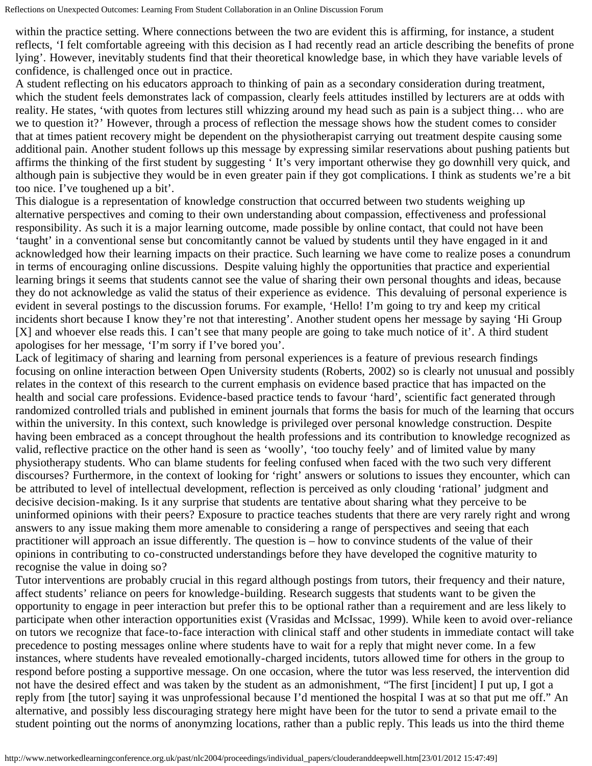within the practice setting. Where connections between the two are evident this is affirming, for instance, a student reflects, 'I felt comfortable agreeing with this decision as I had recently read an article describing the benefits of prone lying'. However, inevitably students find that their theoretical knowledge base, in which they have variable levels of confidence, is challenged once out in practice.

A student reflecting on his educators approach to thinking of pain as a secondary consideration during treatment, which the student feels demonstrates lack of compassion, clearly feels attitudes instilled by lecturers are at odds with reality. He states, 'with quotes from lectures still whizzing around my head such as pain is a subject thing… who are we to question it?' However, through a process of reflection the message shows how the student comes to consider that at times patient recovery might be dependent on the physiotherapist carrying out treatment despite causing some additional pain. Another student follows up this message by expressing similar reservations about pushing patients but affirms the thinking of the first student by suggesting ' It's very important otherwise they go downhill very quick, and although pain is subjective they would be in even greater pain if they got complications. I think as students we're a bit too nice. I've toughened up a bit'.

This dialogue is a representation of knowledge construction that occurred between two students weighing up alternative perspectives and coming to their own understanding about compassion, effectiveness and professional responsibility. As such it is a major learning outcome, made possible by online contact, that could not have been 'taught' in a conventional sense but concomitantly cannot be valued by students until they have engaged in it and acknowledged how their learning impacts on their practice. Such learning we have come to realize poses a conundrum in terms of encouraging online discussions. Despite valuing highly the opportunities that practice and experiential learning brings it seems that students cannot see the value of sharing their own personal thoughts and ideas, because they do not acknowledge as valid the status of their experience as evidence. This devaluing of personal experience is evident in several postings to the discussion forums. For example, 'Hello! I'm going to try and keep my critical incidents short because I know they're not that interesting'. Another student opens her message by saying 'Hi Group [X] and whoever else reads this. I can't see that many people are going to take much notice of it'. A third student apologises for her message, 'I'm sorry if I've bored you'.

Lack of legitimacy of sharing and learning from personal experiences is a feature of previous research findings focusing on online interaction between Open University students (Roberts, 2002) so is clearly not unusual and possibly relates in the context of this research to the current emphasis on evidence based practice that has impacted on the health and social care professions. Evidence-based practice tends to favour 'hard', scientific fact generated through randomized controlled trials and published in eminent journals that forms the basis for much of the learning that occurs within the university. In this context, such knowledge is privileged over personal knowledge construction. Despite having been embraced as a concept throughout the health professions and its contribution to knowledge recognized as valid, reflective practice on the other hand is seen as 'woolly', 'too touchy feely' and of limited value by many physiotherapy students. Who can blame students for feeling confused when faced with the two such very different discourses? Furthermore, in the context of looking for 'right' answers or solutions to issues they encounter, which can be attributed to level of intellectual development, reflection is perceived as only clouding 'rational' judgment and decisive decision-making. Is it any surprise that students are tentative about sharing what they perceive to be uninformed opinions with their peers? Exposure to practice teaches students that there are very rarely right and wrong answers to any issue making them more amenable to considering a range of perspectives and seeing that each practitioner will approach an issue differently. The question is – how to convince students of the value of their opinions in contributing to co-constructed understandings before they have developed the cognitive maturity to recognise the value in doing so?

Tutor interventions are probably crucial in this regard although postings from tutors, their frequency and their nature, affect students' reliance on peers for knowledge-building. Research suggests that students want to be given the opportunity to engage in peer interaction but prefer this to be optional rather than a requirement and are less likely to participate when other interaction opportunities exist (Vrasidas and McIssac, 1999). While keen to avoid over-reliance on tutors we recognize that face-to-face interaction with clinical staff and other students in immediate contact will take precedence to posting messages online where students have to wait for a reply that might never come. In a few instances, where students have revealed emotionally-charged incidents, tutors allowed time for others in the group to respond before posting a supportive message. On one occasion, where the tutor was less reserved, the intervention did not have the desired effect and was taken by the student as an admonishment, "The first [incident] I put up, I got a reply from [the tutor] saying it was unprofessional because I'd mentioned the hospital I was at so that put me off." An alternative, and possibly less discouraging strategy here might have been for the tutor to send a private email to the student pointing out the norms of anonymzing locations, rather than a public reply. This leads us into the third theme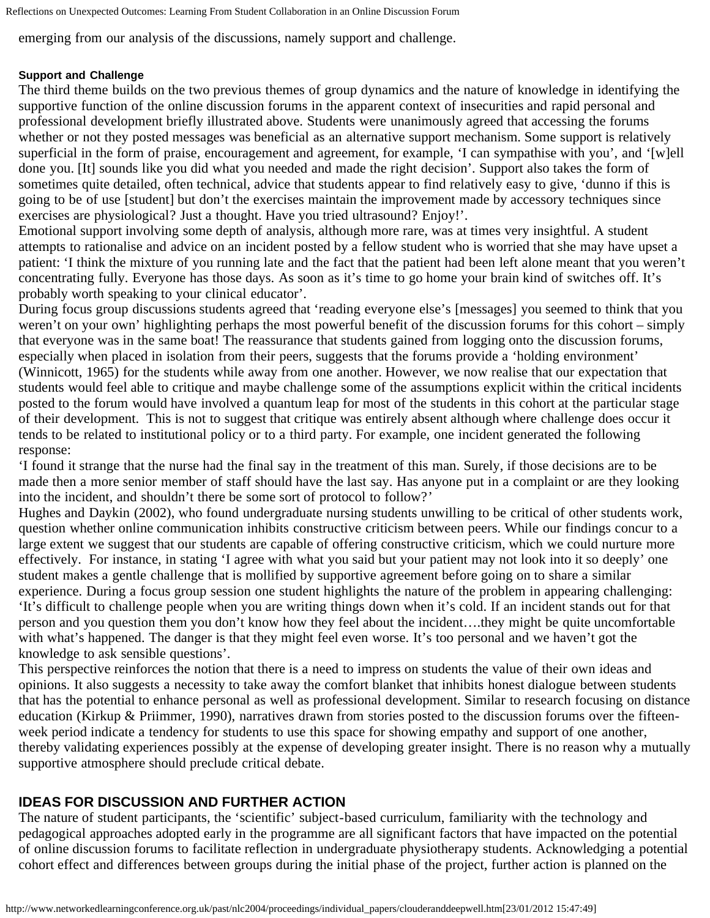emerging from our analysis of the discussions, namely support and challenge.

#### Support and Challenge

The third theme builds on the two previous themes of group dynamics and the nature of knowledge in identifying the supportive function of the online discussion forums in the apparent context of insecurities and rapid personal and professional development briefly illustrated above. Students were unanimously agreed that accessing the forums whether or not they posted messages was beneficial as an alternative support mechanism. Some support is relatively superficial in the form of praise, encouragement and agreement, for example, 'I can sympathise with you', and '[w]ell done you. [It] sounds like you did what you needed and made the right decision'. Support also takes the form of sometimes quite detailed, often technical, advice that students appear to find relatively easy to give, 'dunno if this is going to be of use [student] but don't the exercises maintain the improvement made by accessory techniques since exercises are physiological? Just a thought. Have you tried ultrasound? Enjoy!'.

Emotional support involving some depth of analysis, although more rare, was at times very insightful. A student attempts to rationalise and advice on an incident posted by a fellow student who is worried that she may have upset a patient: 'I think the mixture of you running late and the fact that the patient had been left alone meant that you weren't concentrating fully. Everyone has those days. As soon as it's time to go home your brain kind of switches off. It's probably worth speaking to your clinical educator'.

During focus group discussions students agreed that 'reading everyone else's [messages] you seemed to think that you weren't on your own' highlighting perhaps the most powerful benefit of the discussion forums for this cohort – simply that everyone was in the same boat! The reassurance that students gained from logging onto the discussion forums, especially when placed in isolation from their peers, suggests that the forums provide a 'holding environment' (Winnicott, 1965) for the students while away from one another. However, we now realise that our expectation that students would feel able to critique and maybe challenge some of the assumptions explicit within the critical incidents posted to the forum would have involved a quantum leap for most of the students in this cohort at the particular stage of their development. This is not to suggest that critique was entirely absent although where challenge does occur it tends to be related to institutional policy or to a third party. For example, one incident generated the following response:

'I found it strange that the nurse had the final say in the treatment of this man. Surely, if those decisions are to be made then a more senior member of staff should have the last say. Has anyone put in a complaint or are they looking into the incident, and shouldn't there be some sort of protocol to follow?'

Hughes and Daykin (2002), who found undergraduate nursing students unwilling to be critical of other students work, question whether online communication inhibits constructive criticism between peers. While our findings concur to a large extent we suggest that our students are capable of offering constructive criticism, which we could nurture more effectively. For instance, in stating 'I agree with what you said but your patient may not look into it so deeply' one student makes a gentle challenge that is mollified by supportive agreement before going on to share a similar experience. During a focus group session one student highlights the nature of the problem in appearing challenging: 'It's difficult to challenge people when you are writing things down when it's cold. If an incident stands out for that person and you question them you don't know how they feel about the incident….they might be quite uncomfortable with what's happened. The danger is that they might feel even worse. It's too personal and we haven't got the knowledge to ask sensible questions'.

This perspective reinforces the notion that there is a need to impress on students the value of their own ideas and opinions. It also suggests a necessity to take away the comfort blanket that inhibits honest dialogue between students that has the potential to enhance personal as well as professional development. Similar to research focusing on distance education (Kirkup & Priimmer, 1990), narratives drawn from stories posted to the discussion forums over the fifteen-week period indicate a tendency for students to use this space for showing empathy and support of one another, thereby validating experiences possibly at the expense of developing greater insight. There is no reason why a mutually supportive atmosphere should preclude critical debate.

## IDEAS FOR DISCUSSION AND FURTHER ACTION

The nature of student participants, the 'scientific' subject-based curriculum, familiarity with the technology and pedagogical approaches adopted early in the programme are all significant factors that have impacted on the potential of online discussion forums to facilitate reflection in undergraduate physiotherapy students. Acknowledging a potential cohort effect and differences between groups during the initial phase of the project, further action is planned on the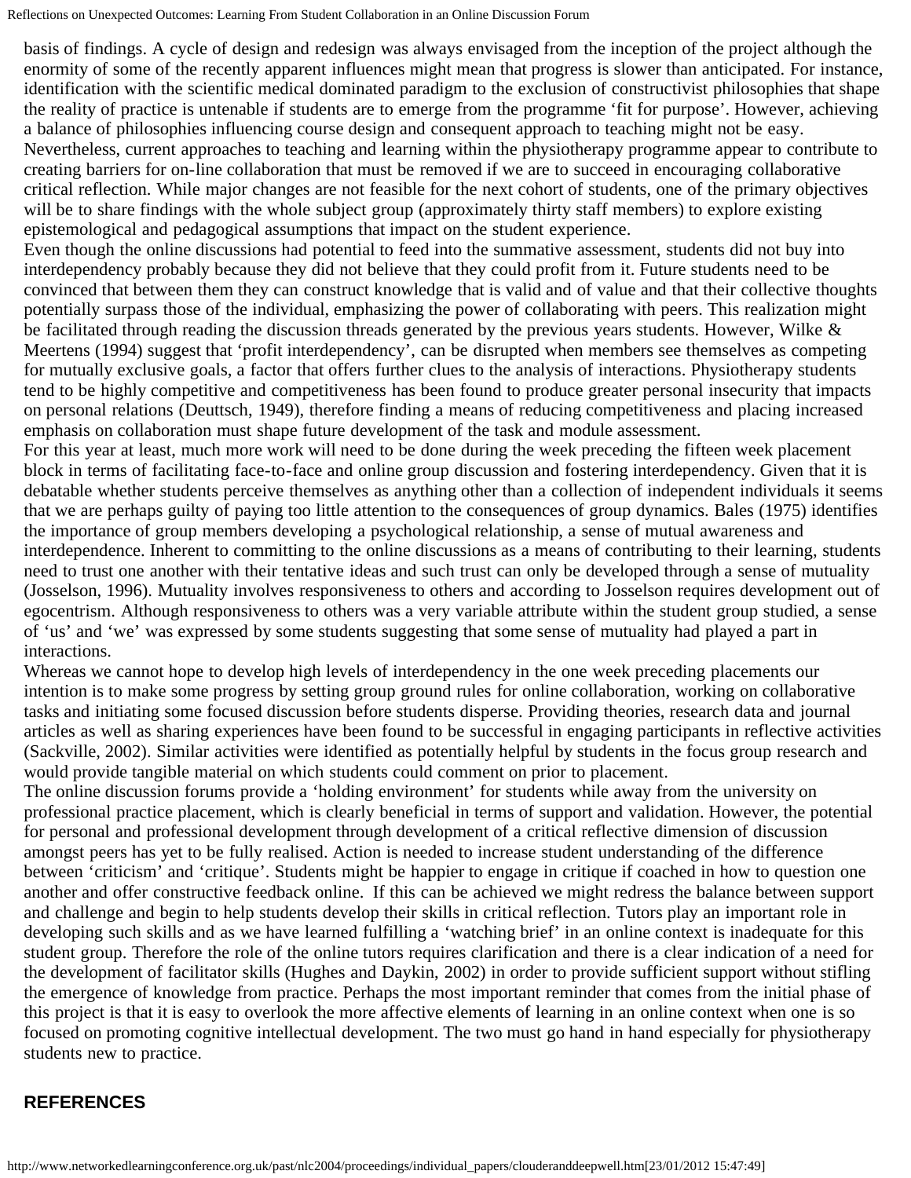basis of findings. A cycle of design and redesign was always envisaged from the inception of the project although the enormity of some of the recently apparent influences might mean that progress is slower than anticipated. For instance, identification with the scientific medical dominated paradigm to the exclusion of constructivist philosophies that shape the reality of practice is untenable if students are to emerge from the programme 'fit for purpose'. However, achieving a balance of philosophies influencing course design and consequent approach to teaching might not be easy. Nevertheless, current approaches to teaching and learning within the physiotherapy programme appear to contribute to creating barriers for on-line collaboration that must be removed if we are to succeed in encouraging collaborative critical reflection. While major changes are not feasible for the next cohort of students, one of the primary objectives will be to share findings with the whole subject group (approximately thirty staff members) to explore existing epistemological and pedagogical assumptions that impact on the student experience.

Even though the online discussions had potential to feed into the summative assessment, students did not buy into interdependency probably because they did not believe that they could profit from it. Future students need to be convinced that between them they can construct knowledge that is valid and of value and that their collective thoughts potentially surpass those of the individual, emphasizing the power of collaborating with peers. This realization might be facilitated through reading the discussion threads generated by the previous years students. However, Wilke & Meertens (1994) suggest that 'profit interdependency', can be disrupted when members see themselves as competing for mutually exclusive goals, a factor that offers further clues to the analysis of interactions. Physiotherapy students tend to be highly competitive and competitiveness has been found to produce greater personal insecurity that impacts on personal relations (Deuttsch, 1949), therefore finding a means of reducing competitiveness and placing increased emphasis on collaboration must shape future development of the task and module assessment.

For this year at least, much more work will need to be done during the week preceding the fifteen week placement block in terms of facilitating face-to-face and online group discussion and fostering interdependency. Given that it is debatable whether students perceive themselves as anything other than a collection of independent individuals it seems that we are perhaps guilty of paying too little attention to the consequences of group dynamics. Bales (1975) identifies the importance of group members developing a psychological relationship, a sense of mutual awareness and interdependence. Inherent to committing to the online discussions as a means of contributing to their learning, students need to trust one another with their tentative ideas and such trust can only be developed through a sense of mutuality (Josselson, 1996). Mutuality involves responsiveness to others and according to Josselson requires development out of egocentrism. Although responsiveness to others was a very variable attribute within the student group studied, a sense of 'us' and 'we' was expressed by some students suggesting that some sense of mutuality had played a part in interactions.

Whereas we cannot hope to develop high levels of interdependency in the one week preceding placements our intention is to make some progress by setting group ground rules for online collaboration, working on collaborative tasks and initiating some focused discussion before students disperse. Providing theories, research data and journal articles as well as sharing experiences have been found to be successful in engaging participants in reflective activities (Sackville, 2002). Similar activities were identified as potentially helpful by students in the focus group research and would provide tangible material on which students could comment on prior to placement.

The online discussion forums provide a 'holding environment' for students while away from the university on professional practice placement, which is clearly beneficial in terms of support and validation. However, the potential for personal and professional development through development of a critical reflective dimension of discussion amongst peers has yet to be fully realised. Action is needed to increase student understanding of the difference between 'criticism' and 'critique'. Students might be happier to engage in critique if coached in how to question one another and offer constructive feedback online. If this can be achieved we might redress the balance between support and challenge and begin to help students develop their skills in critical reflection. Tutors play an important role in developing such skills and as we have learned fulfilling a 'watching brief' in an online context is inadequate for this student group. Therefore the role of the online tutors requires clarification and there is a clear indication of a need for the development of facilitator skills (Hughes and Daykin, 2002) in order to provide sufficient support without stifling the emergence of knowledge from practice. Perhaps the most important reminder that comes from the initial phase of this project is that it is easy to overlook the more affective elements of learning in an online context when one is so focused on promoting cognitive intellectual development. The two must go hand in hand especially for physiotherapy students new to practice.

## REFERENCES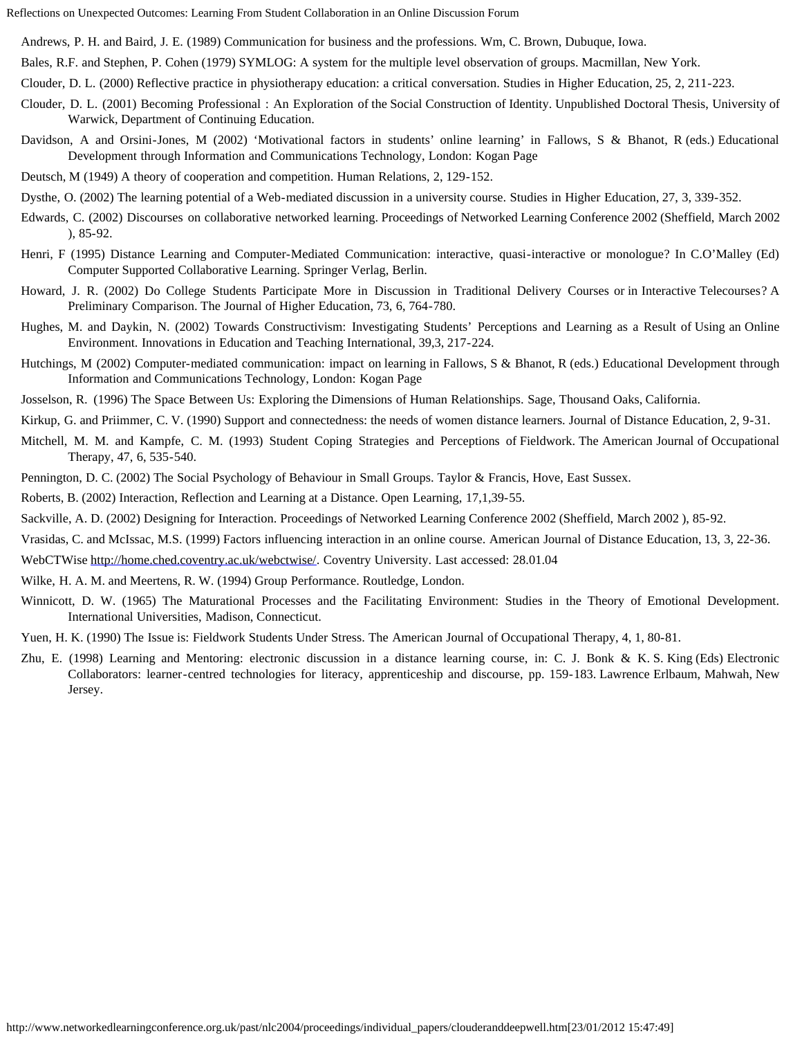Andrews, P. H. and Baird, J. E. (1989) Communication for business and the professions. Wm, C. Brown, Dubuque, Iowa.

Bales, R.F. and Stephen, P. Cohen (1979) SYMLOG: A system for the multiple level observation of groups. Macmillan, New York.

Clouder, D. L. (2000) Reflective practice in physiotherapy education: a critical conversation. Studies in Higher Education, 25, 2, 211-223.

Clouder, D. L. (2001) Becoming Professional : An Exploration of the Social Construction of Identity. Unpublished Doctoral Thesis, University of Warwick, Department of Continuing Education.

Davidson, A and Orsini-Jones, M (2002) 'Motivational factors in students' online learning' in Fallows, S & Bhanot, R (eds.) Educational Development through Information and Communications Technology, London: Kogan Page

Deutsch, M (1949) A theory of cooperation and competition. Human Relations, 2, 129-152.

Dysthe, O. (2002) The learning potential of a Web-mediated discussion in a university course. Studies in Higher Education, 27, 3, 339-352.

Edwards, C. (2002) Discourses on collaborative networked learning. Proceedings of Networked Learning Conference 2002 (Sheffield, March 2002 ), 85-92.

Henri, F (1995) Distance Learning and Computer-Mediated Communication: interactive, quasi-interactive or monologue? In C.O'Malley (Ed) Computer Supported Collaborative Learning. Springer Verlag, Berlin.

Howard, J. R. (2002) Do College Students Participate More in Discussion in Traditional Delivery Courses or in Interactive Telecourses? A Preliminary Comparison. The Journal of Higher Education, 73, 6, 764-780.

Hughes, M. and Daykin, N. (2002) Towards Constructivism: Investigating Students' Perceptions and Learning as a Result of Using an Online Environment. Innovations in Education and Teaching International, 39,3, 217-224.

Hutchings, M (2002) Computer-mediated communication: impact on learning in Fallows, S & Bhanot, R (eds.) Educational Development through Information and Communications Technology, London: Kogan Page

Josselson, R. (1996) The Space Between Us: Exploring the Dimensions of Human Relationships. Sage, Thousand Oaks, California.

Kirkup, G. and Priimmer, C. V. (1990) Support and connectedness: the needs of women distance learners. Journal of Distance Education, 2, 9-31.

Mitchell, M. M. and Kampfe, C. M. (1993) Student Coping Strategies and Perceptions of Fieldwork. The American Journal of Occupational Therapy, 47, 6, 535-540.

Pennington, D. C. (2002) The Social Psychology of Behaviour in Small Groups. Taylor & Francis, Hove, East Sussex.

Roberts, B. (2002) Interaction, Reflection and Learning at a Distance. Open Learning, 17,1,39-55.

Sackville, A. D. (2002) Designing for Interaction. Proceedings of Networked Learning Conference 2002 (Sheffield, March 2002 ), 85-92.

Vrasidas, C. and McIssac, M.S. (1999) Factors influencing interaction in an online course. American Journal of Distance Education, 13, 3, 22-36.

WebCTWise http://home.ched.coventry.ac.uk/webctwise/. Coventry University. Last accessed: 28.01.04

Wilke, H. A. M. and Meertens, R. W. (1994) Group Performance. Routledge, London.

Winnicott, D. W. (1965) The Maturational Processes and the Facilitating Environment: Studies in the Theory of Emotional Development. International Universities, Madison, Connecticut.

Yuen, H. K. (1990) The Issue is: Fieldwork Students Under Stress. The American Journal of Occupational Therapy, 4, 1, 80-81.

Zhu, E. (1998) Learning and Mentoring: electronic discussion in a distance learning course, in: C. J. Bonk & K. S. King (Eds) Electronic Collaborators: learner-centred technologies for literacy, apprenticeship and discourse, pp. 159-183. Lawrence Erlbaum, Mahwah, New Jersey.